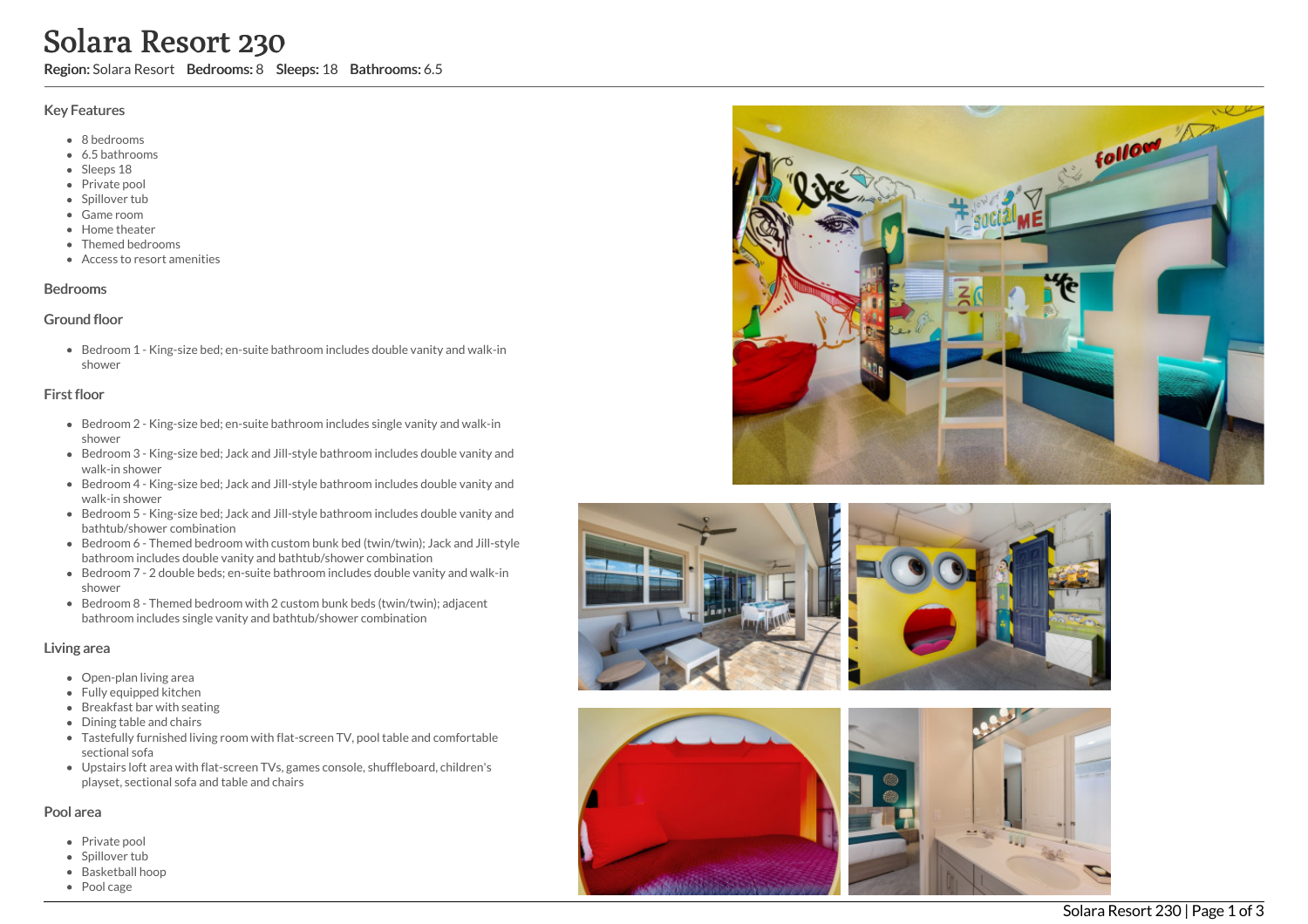# Solara Resort 230

**Region:** Solara Resort **Bedrooms:** 8 **Sleeps:** 18 **Bathrooms:** 6.5

## Key Features

- 8 bedrooms
- 6.5 bathrooms
- Sleeps 18
- Private pool
- Spillover tub
- Game room
- Home theater
- Themed bedrooms
- Access to resort amenities

## Bedrooms

### Ground floor

- Bedroom 1 - King-size bed; en-suite bathroom includes double vanity and walk-in shower

### First floor

- Bedroom 2 - King-size bed; en-suite bathroom includes single vanity and walk-in shower
- Bedroom 3 - King-size bed; Jack and Jill-style bathroom includes double vanity and walk-in shower
- Bedroom 4 - King-size bed; Jack and Jill-style bathroom includes double vanity and walk-in shower
- Bedroom 5 - King-size bed; Jack and Jill-style bathroom includes double vanity and bathtub/shower combination
- Bedroom 6 - Themed bedroom with custom bunk bed (twin/twin); Jack and Jill-style bathroom includes double vanity and bathtub/shower combination
- Bedroom 7 - 2 double beds; en-suite bathroom includes double vanity and walk-in shower
- Bedroom 8 - Themed bedroom with 2 custom bunk beds (twin/twin); adjacent bathroom includes single vanity and bathtub/shower combination

## Living area

- Open-plan living area
- Fully equipped kitchen
- Breakfast bar with seating
- Dining table and chairs
- Tastefully furnished living room with flat-screen TV, pool table and comfortable sectional sofa
- Upstairs loft area with flat-screen TVs, games console, shuffleboard, children's playset, sectional sofa and table and chairs

## Pool area

- Private pool
- Spillover tub
- Basketball hoop
- Pool cage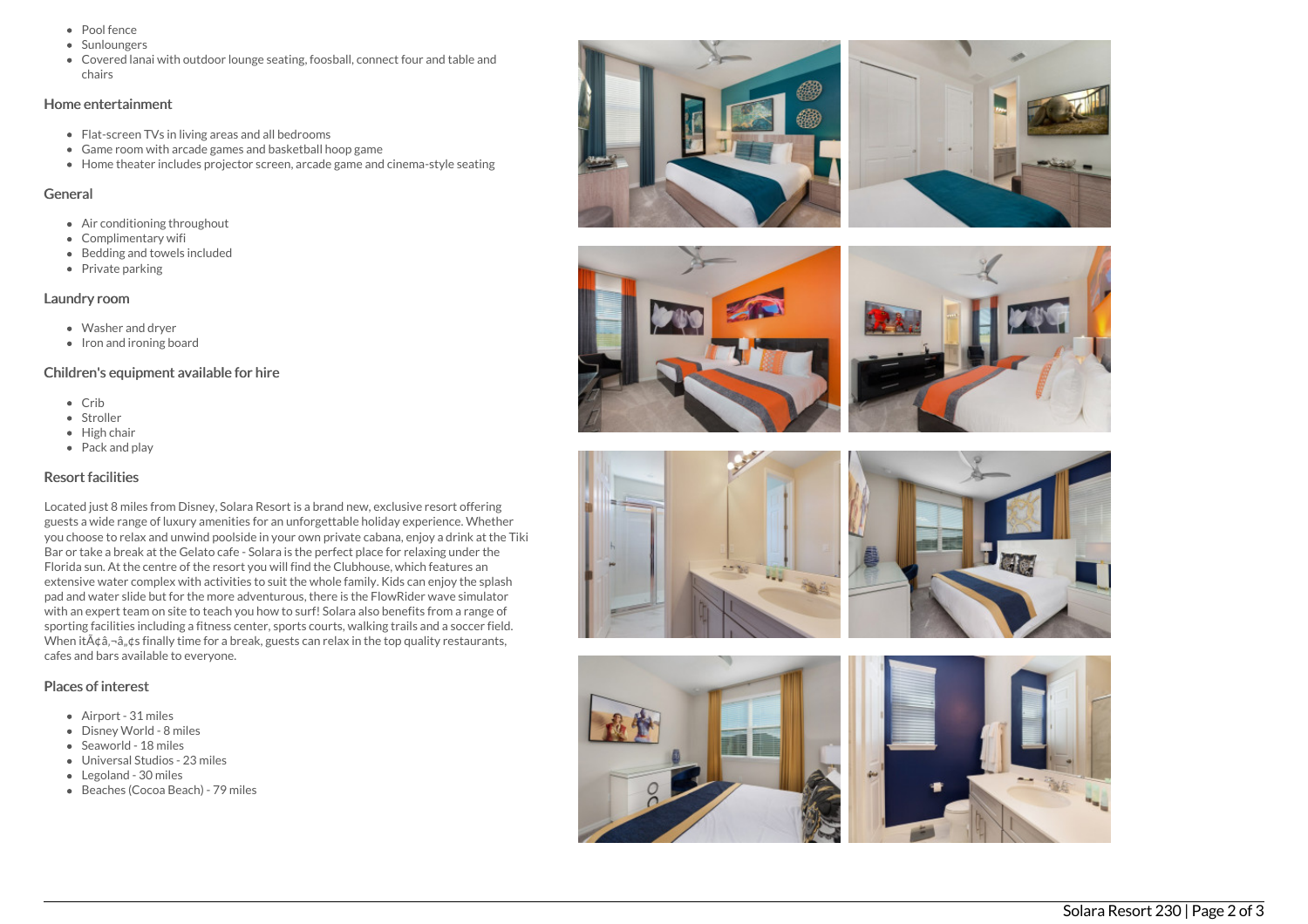- Pool fence
- Sunloungers
- Covered lanai with outdoor lounge seating, foosball, connect four and table and chairs

## Home entertainment

- Flat-screen TVs in living areas and all bedrooms
- Game room with arcade games and basketball hoop game
- Home theater includes projector screen, arcade game and cinema-style seating

## General

- Air conditioning throughout
- Complimentary wifi
- Bedding and towels included
- Private parking

## Laundry room

- Washer and dryer
- Iron and ironing board

## Children's equipment available for hire

- Crib
- Stroller
- High chair
- Pack and play

## Resort facilities

Located just 8 miles from Disney, Solara Resort is a brand new, exclusive resort offering guests a wide range of luxury amenities for an unforgettable holiday experience. Whether you choose to relax and unwind poolside in your own private cabana, enjoy a drink at the Tiki Bar or take a break at the Gelato cafe - Solara is the perfect place for relaxing under the Florida sun. At the centre of the resort you will find the Clubhouse, which features an extensive water complex with activities to suit the whole family. Kids can enjoy the splash pad and water slide but for the more adventurous, there is the FlowRider wave simulator with an expert team on site to teach you how to surf! Solara also benefits from a range of sporting facilities including a fitness center, sports courts, walking trails and a soccer field. When itÃ¢â‚¬â„¢s finally time for a break, guests can relax in the top quality restaurants, cafes and bars available to everyone.

## Places of interest

- Airport - 31 miles
- Disney World - 8 miles
- Seaworld - 18 miles
- Universal Studios - 23 miles
- Legoland - 30 miles
- Beaches (Cocoa Beach) - 79 miles